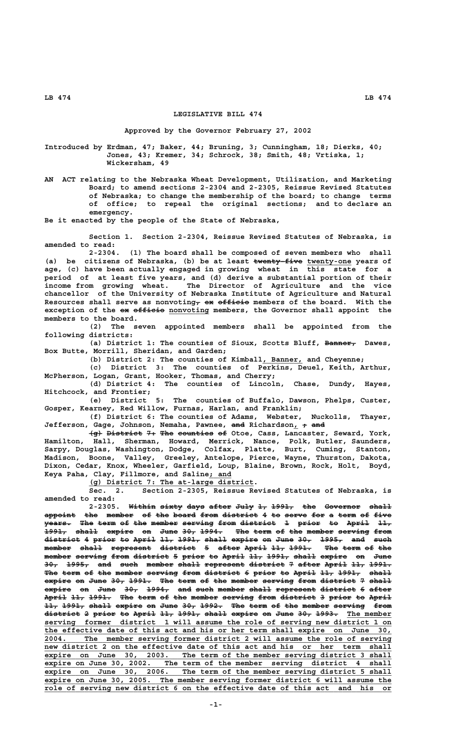# LEGISLATIVE BILL 474

**Approved by the Governor February 27, 2002**

Introduced by Erdman, 47; Baker, 44; Bruning, 3; Cunningham, 18; Dierks, 40; Jones, 43; Kremer, 34; Schrock, 38; Smith, 48; Vrtiska, 1; Wickersham, 49

AN ACT relating to the Nebraska Wheat Development, Utilization, and Marketing Board; to amend sections 2-2304 and 2-2305, Reissue Revised Statutes of Nebraska; to change the membership of the board; to change terms of office; to repeal the original sections; and to declare an emergency.

Be it enacted by the people of the State of Nebraska,

Section 1. Section 2-2304, Reissue Revised Statutes of Nebraska, is amended to read:

2-2304. (1) The board shall be composed of seven members who shall (a) be citizens of Nebraska, (b) be at least ~~twenty-five~~ <u>twenty-one</u> years of age, (c) have been actually engaged in growing wheat in this state for a period of at least five years, and (d) derive a substantial portion of their income from growing wheat. The Director of Agriculture and the vice chancellor of the University of Nebraska Institute of Agriculture and Natural Resources shall serve as nonvoting~~, ex officio~~ members of the board. With the exception of the ~~ex officio~~ <u>nonvoting</u> members, the Governor shall appoint the members to the board.

(2) The seven appointed members shall be appointed from the following districts:

(a) District 1: The counties of Sioux, Scotts Bluff, ~~Banner,~~ Dawes, Box Butte, Morrill, Sheridan, and Garden;

(b) District 2: The counties of Kimball<u>, Banner,</u> and Cheyenne;

(c) District 3: The counties of Perkins, Deuel, Keith, Arthur, McPherson, Logan, Grant, Hooker, Thomas, and Cherry;

(d) District 4: The counties of Lincoln, Chase, Dundy, Hayes, Hitchcock, and Frontier;

(e) District 5: The counties of Buffalo, Dawson, Phelps, Custer, Gosper, Kearney, Red Willow, Furnas, Harlan, and Franklin;

(f) District 6: The counties of Adams, Webster, Nuckolls, Thayer, Jefferson, Gage, Johnson, Nemaha, Pawnee, ~~and~~ Richardson<u>,</u> ~~; and~~

~~(g) District 7: The counties of~~ Otoe, Cass, Lancaster, Seward, York, Hamilton, Hall, Sherman, Howard, Merrick, Nance, Polk, Butler, Saunders, Sarpy, Douglas, Washington, Dodge, Colfax, Platte, Burt, Cuming, Stanton, Madison, Boone, Valley, Greeley, Antelope, Pierce, Wayne, Thurston, Dakota, Dixon, Cedar, Knox, Wheeler, Garfield, Loup, Blaine, Brown, Rock, Holt, Boyd, Keya Paha, Clay, Fillmore, and Saline<u>; and</u>

<u>(g) District 7: The at-large district</u>.

Sec. 2. Section 2-2305, Reissue Revised Statutes of Nebraska, is amended to read:

2-2305. ~~Within sixty days after July 1, 1991, the Governor shall appoint the member of the board from district 4 to serve for a term of five years. The term of the member serving from district 1 prior to April 11, 1991, shall expire on June 30, 1994. The term of the member serving from district 4 prior to April 11, 1991, shall expire on June 30, 1995, and such member shall represent district 5 after April 11, 1991. The term of the member serving from district 5 prior to April 11, 1991, shall expire on June 30, 1995, and such member shall represent district 7 after April 11, 1991. The term of the member serving from district 6 prior to April 11, 1991, shall expire on June 30, 1991. The term of the member serving from district 7 shall expire on June 30, 1994, and such member shall represent district 6 after April 11, 1991. The term of the member serving from district 3 prior to April 11, 1991, shall expire on June 30, 1992. The term of the member serving from district 2 prior to April 11, 1991, shall expire on June 30, 1993.~~ <u>The member serving former district 1 will assume the role of serving new district 1 on the effective date of this act and his or her term shall expire on June 30, 2004. The member serving former district 2 will assume the role of serving new district 2 on the effective date of this act and his or her term shall expire on June 30, 2003. The term of the member serving district 3 shall expire on June 30, 2002. The term of the member serving district 4 shall expire on June 30, 2006. The term of the member serving district 5 shall expire on June 30, 2005. The member serving former district 6 will assume the role of serving new district 6 on the effective date of this act and his or</u>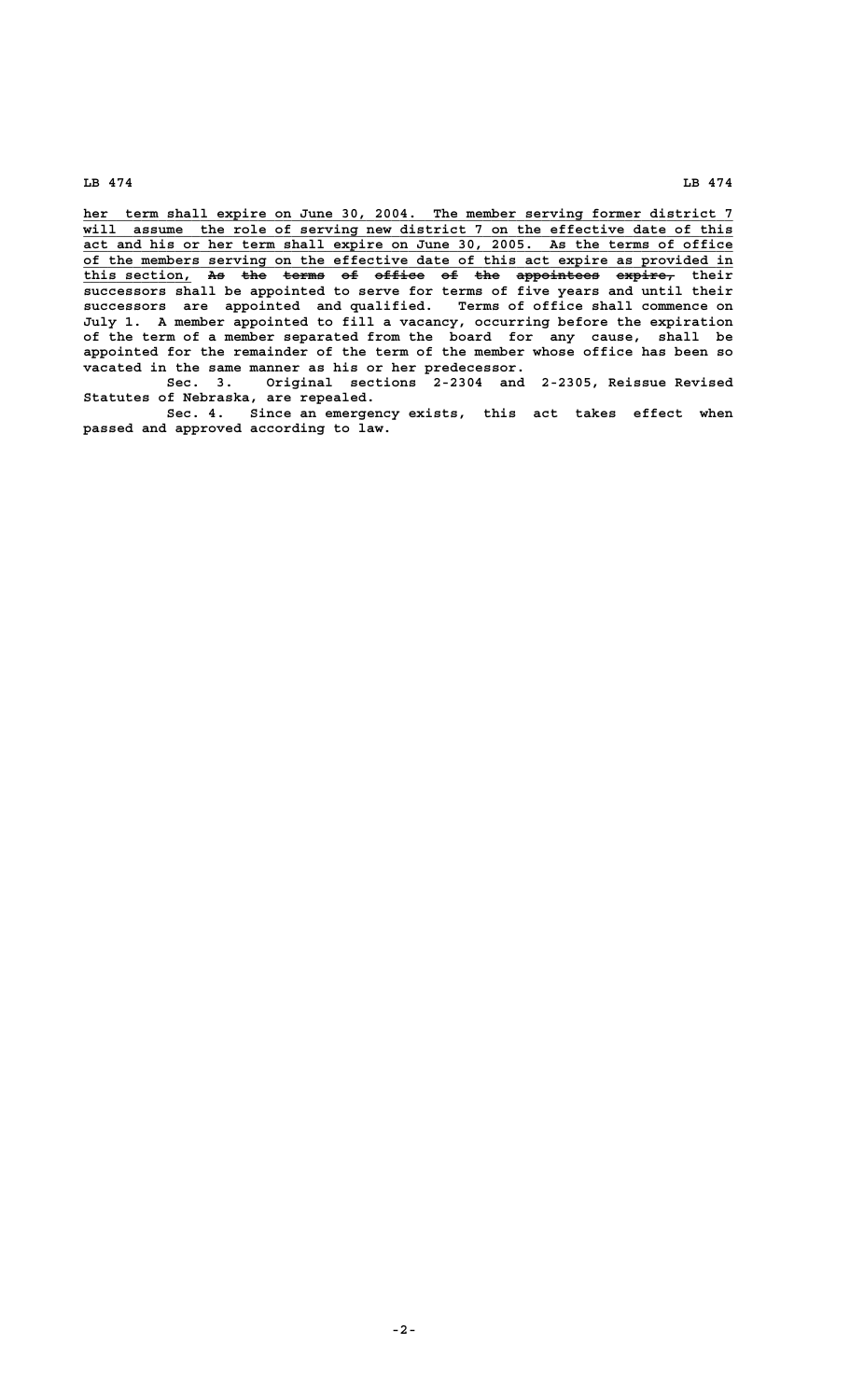her term shall expire on June 30, 2004. The member serving former district 7 will assume the role of serving new district 7 on the effective date of this act and his or her term shall expire on June 30, 2005. As the terms of office of the members serving on the effective date of this act expire as provided in this section, ~~As the terms of office of the appointees expire,~~ their successors shall be appointed to serve for terms of five years and until their successors are appointed and qualified. Terms of office shall commence on July 1. A member appointed to fill a vacancy, occurring before the expiration of the term of a member separated from the board for any cause, shall be appointed for the remainder of the term of the member whose office has been so vacated in the same manner as his or her predecessor.

Sec. 3. Original sections 2-2304 and 2-2305, Reissue Revised Statutes of Nebraska, are repealed.

Sec. 4. Since an emergency exists, this act takes effect when passed and approved according to law.